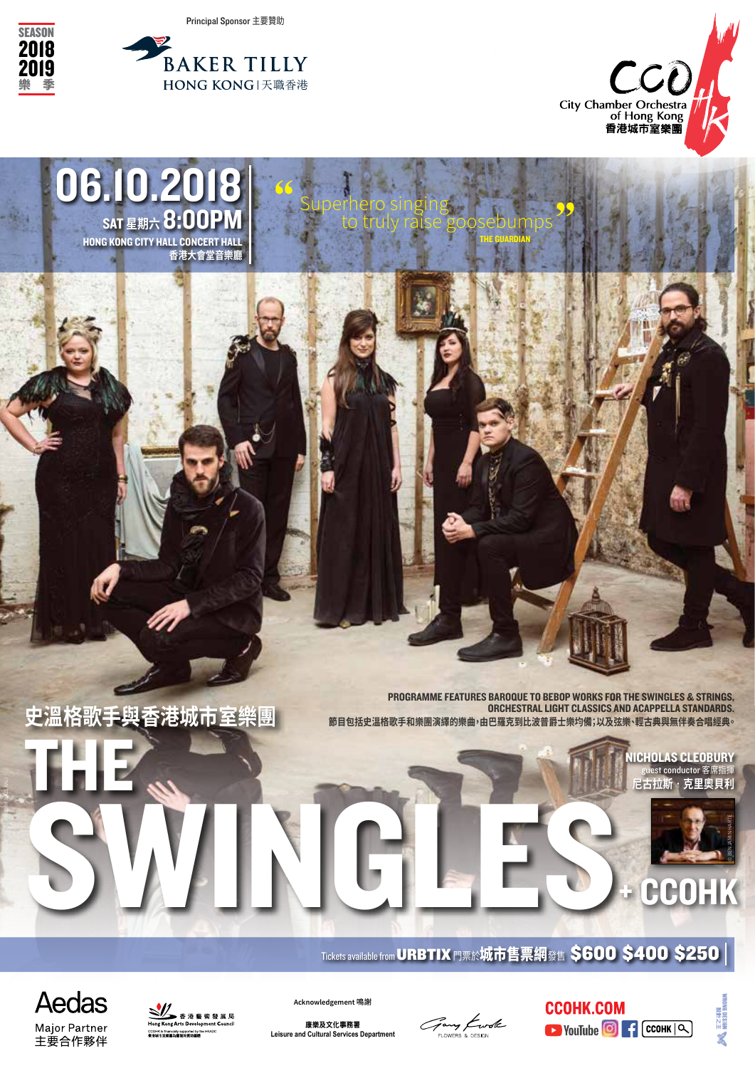SEASON 2018 2019 樂季

Principal Sponsor 主要贊助

BAKER TILLY HONG KONG | 天職香港

CCO City Chamber Orchestra of Hong Kong 香港城市室樂團

# 06.10.2018

SAT 星期六 8:00PM

HONG KONG CITY HALL CONCERT HALL

香港大會堂音樂廳

"Superhero singing to truly raise goosebumps" THE GUARDIAN

史溫格歌手與香港城市室樂團

# THE SWINGLES + CCOHK

PROGRAMME FEATURES BAROQUE TO BEBOP WORKS FOR THE SWINGLES & STRINGS, ORCHESTRAL LIGHT CLASSICS AND ACAPPELLA STANDARDS.

節目包括史溫格歌手和樂團演繹的樂曲，由巴羅克到比波普爵士樂均備；以及弦樂、輕古典與無伴奏合唱經典。

NICHOLAS CLEOBURY guest conductor 客席指揮 尼古拉斯．克里奧貝利

Tickets available from URBTIX 門票於城市售票網發售 $600 $400 $250

Aedas Major Partner 主要合作夥伴

香港藝術發展局 Hong Kong Arts Development Council

Acknowledgement 鳴謝

康樂及文化事務署 Leisure and Cultural Services Department

CCOHK.COM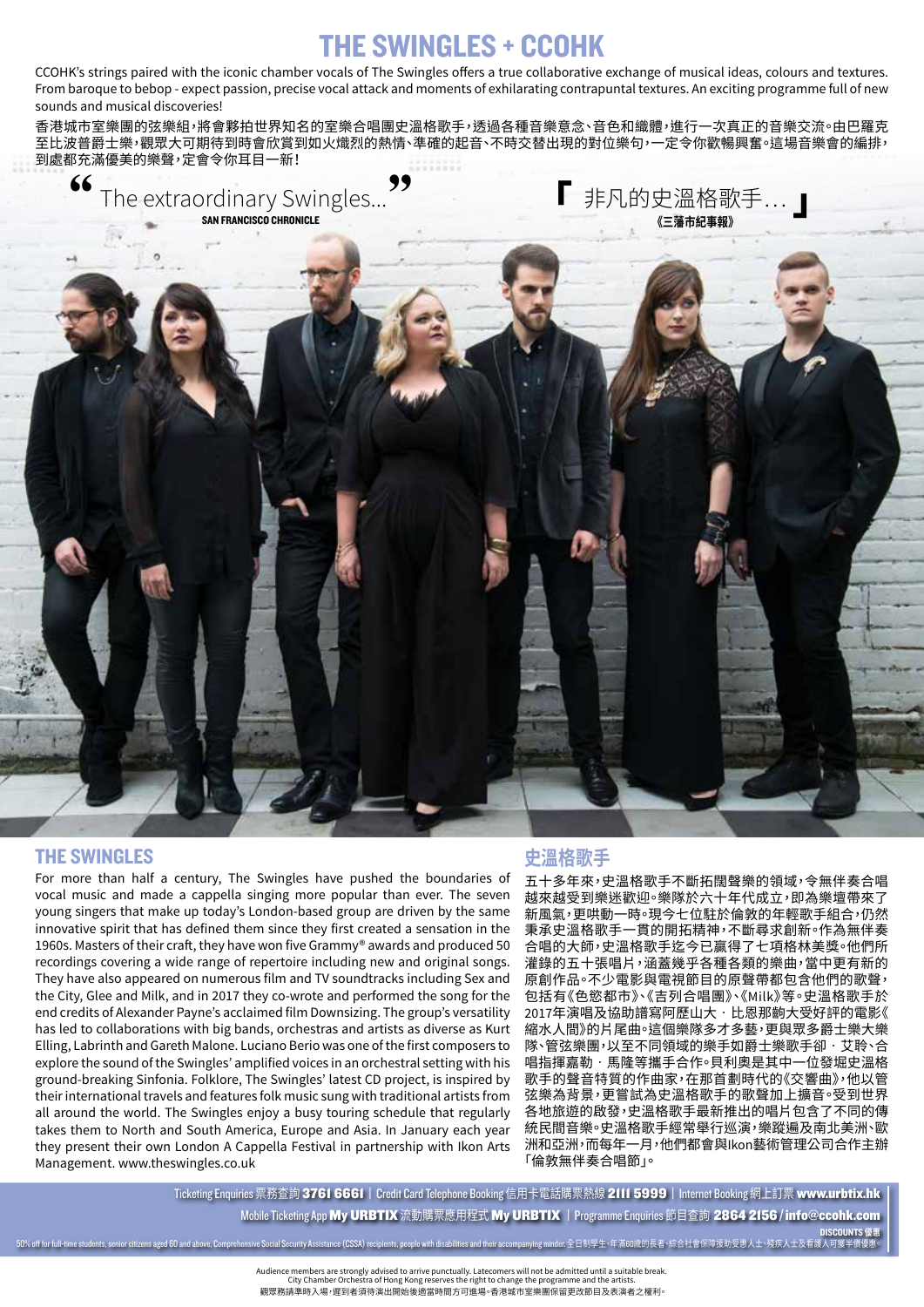# THE SWINGLES + CCOHK

CCOHK's strings paired with the iconic chamber vocals of The Swingles offers a true collaborative exchange of musical ideas, colours and textures. From baroque to bebop - expect passion, precise vocal attack and moments of exhilarating contrapuntal textures. An exciting programme full of new sounds and musical discoveries!

香港城市室樂團的弦樂組，將會夥拍世界知名的室樂合唱團史溫格歌手，透過各種音樂意念、音色和織體，進行一次真正的音樂交流。由巴羅克至比波普爵士樂，觀眾大可期待到時會欣賞到如火熾烈的熱情、準確的起音、不時交替出現的對位樂句，一定令你歡暢興奮。這場音樂會的編排，到處都充滿優美的樂聲，定會令你耳目一新！

" The extraordinary Swingles… "
**SAN FRANCISCO CHRONICLE**

「非凡的史溫格歌手…」
**《三藩市紀事報》**

## THE SWINGLES

For more than half a century, The Swingles have pushed the boundaries of vocal music and made a cappella singing more popular than ever. The seven young singers that make up today's London-based group are driven by the same innovative spirit that has defined them since they first created a sensation in the 1960s. Masters of their craft, they have won five Grammy® awards and produced 50 recordings covering a wide range of repertoire including new and original songs. They have also appeared on numerous film and TV soundtracks including Sex and the City, Glee and Milk, and in 2017 they co-wrote and performed the song for the end credits of Alexander Payne's acclaimed film Downsizing. The group's versatility has led to collaborations with big bands, orchestras and artists as diverse as Kurt Elling, Labrinth and Gareth Malone. Luciano Berio was one of the first composers to explore the sound of the Swingles' amplified voices in an orchestral setting with his ground-breaking Sinfonia. Folklore, The Swingles' latest CD project, is inspired by their international travels and features folk music sung with traditional artists from all around the world. The Swingles enjoy a busy touring schedule that regularly takes them to North and South America, Europe and Asia. In January each year they present their own London A Cappella Festival in partnership with Ikon Arts Management. www.theswingles.co.uk

## 史溫格歌手

五十多年來，史溫格歌手不斷拓闊聲樂的領域，令無伴奏合唱越來越受到樂迷歡迎。樂隊於六十年代成立，即為樂壇帶來了新風氣，更哄動一時。現今七位駐於倫敦的年輕歌手組合，仍然秉承史溫格歌手一貫的開拓精神，不斷尋求創新。作為無伴奏合唱的大師，史溫格歌手迄今已贏得了七項格林美獎。他們所灌錄的五十張唱片，涵蓋幾乎各種類別的樂曲，當中更有新的原創作品。不少電影與電視節目的原聲帶都包含他們的歌聲，包括有《色慾都市》、《吉列合唱團》、《Milk》等。史溫格歌手於2017年演唱及協助譜寫阿歷山大．比恩那齣大受好評的電影《縮水人間》的片尾曲。這個樂隊多才多藝，更與眾多爵士樂大樂隊、管弦樂團，以至不同領域的樂手如爵士樂歌手卻．艾聆、合唱指揮嘉勒．馬隆等攜手合作。貝利奧是其中一位發掘史溫格歌手的聲音特質的作曲家，在那首劃時代的《交響曲》，他以管弦樂為背景，更嘗試為史溫格歌手的歌聲加上擴音。受到世界各地旅遊的啟發，史溫格歌手最新推出的唱片包含了不同的傳統民間音樂。史溫格歌手經常舉行巡演，樂蹤遍及南北美洲、歐洲和亞洲，而每年一月，他們都會與Ikon藝術管理公司合作主辦「倫敦無伴奏合唱節」。

Ticketing Enquiries 票務查詢 **3761 6661** | Credit Card Telephone Booking 信用卡電話購票熱線 **2111 5999** | Internet Booking 網上訂票 **www.urbtix.hk**

Mobile Ticketing App **My URBTIX** 流動購票應用程式 **My URBTIX** | Programme Enquiries 節目查詢 **2864 2156 / info@ccohk.com**

**DISCOUNTS 優惠**

50% off for full-time students, senior citizens aged 60 and above, Comprehensive Social Security Assistance (CSSA) recipients, people with disabilities and their accompanying minder. 全日制學生、年滿60歲的長者、綜合社會保障援助受惠人士、殘疾人士及看護人可獲半價優惠。

Audience members are strongly advised to arrive punctually. Latecomers will not be admitted until a suitable break.
City Chamber Orchestra of Hong Kong reserves the right to change the programme and the artists.
觀眾務請準時入場，遲到者須待演出開始後適當時間方可進場。香港城市室樂團保留更改節目及表演者之權利。